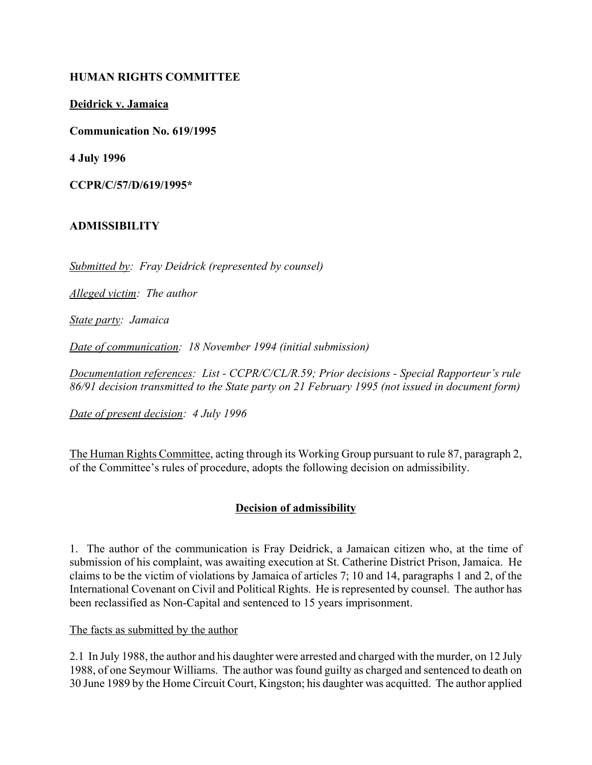**HUMAN RIGHTS COMMITTEE**

**Deidrick v. Jamaica**

**Communication No. 619/1995**

**4 July 1996**

**CCPR/C/57/D/619/1995***

**ADMISSIBILITY**

*Submitted by: Fray Deidrick (represented by counsel)*

*Alleged victim: The author*

*State party: Jamaica*

*Date of communication: 18 November 1994 (initial submission)*

*Documentation references: List - CCPR/C/CL/R.59; Prior decisions - Special Rapporteur's rule 86/91 decision transmitted to the State party on 21 February 1995 (not issued in document form)*

*Date of present decision: 4 July 1996*

The Human Rights Committee, acting through its Working Group pursuant to rule 87, paragraph 2, of the Committee's rules of procedure, adopts the following decision on admissibility.

## Decision of admissibility

1. The author of the communication is Fray Deidrick, a Jamaican citizen who, at the time of submission of his complaint, was awaiting execution at St. Catherine District Prison, Jamaica. He claims to be the victim of violations by Jamaica of articles 7; 10 and 14, paragraphs 1 and 2, of the International Covenant on Civil and Political Rights. He is represented by counsel. The author has been reclassified as Non-Capital and sentenced to 15 years imprisonment.

The facts as submitted by the author

2.1 In July 1988, the author and his daughter were arrested and charged with the murder, on 12 July 1988, of one Seymour Williams. The author was found guilty as charged and sentenced to death on 30 June 1989 by the Home Circuit Court, Kingston; his daughter was acquitted. The author applied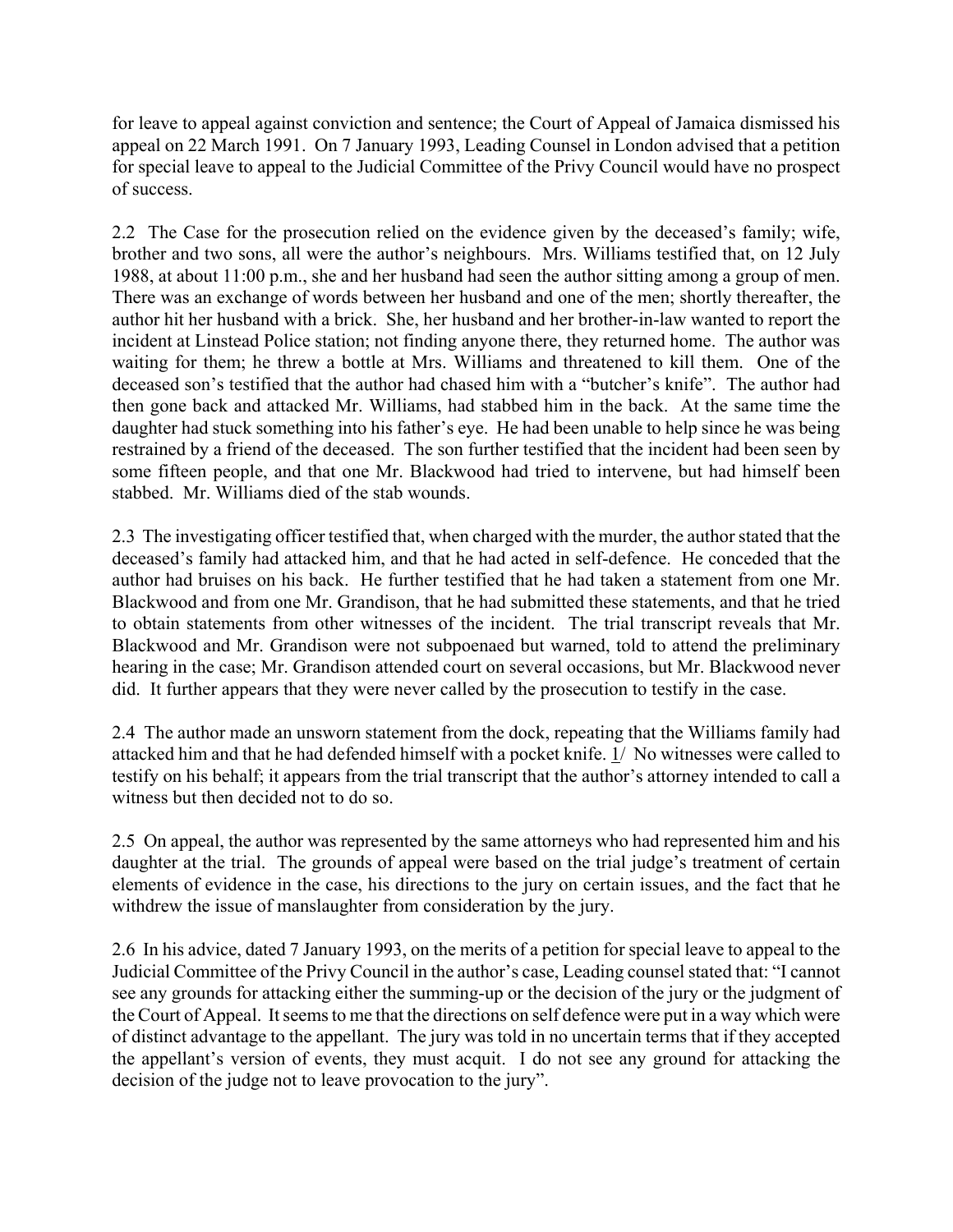for leave to appeal against conviction and sentence; the Court of Appeal of Jamaica dismissed his appeal on 22 March 1991. On 7 January 1993, Leading Counsel in London advised that a petition for special leave to appeal to the Judicial Committee of the Privy Council would have no prospect of success.

2.2 The Case for the prosecution relied on the evidence given by the deceased's family; wife, brother and two sons, all were the author's neighbours. Mrs. Williams testified that, on 12 July 1988, at about 11:00 p.m., she and her husband had seen the author sitting among a group of men. There was an exchange of words between her husband and one of the men; shortly thereafter, the author hit her husband with a brick. She, her husband and her brother-in-law wanted to report the incident at Linstead Police station; not finding anyone there, they returned home. The author was waiting for them; he threw a bottle at Mrs. Williams and threatened to kill them. One of the deceased son's testified that the author had chased him with a "butcher's knife". The author had then gone back and attacked Mr. Williams, had stabbed him in the back. At the same time the daughter had stuck something into his father's eye. He had been unable to help since he was being restrained by a friend of the deceased. The son further testified that the incident had been seen by some fifteen people, and that one Mr. Blackwood had tried to intervene, but had himself been stabbed. Mr. Williams died of the stab wounds.

2.3 The investigating officer testified that, when charged with the murder, the author stated that the deceased's family had attacked him, and that he had acted in self-defence. He conceded that the author had bruises on his back. He further testified that he had taken a statement from one Mr. Blackwood and from one Mr. Grandison, that he had submitted these statements, and that he tried to obtain statements from other witnesses of the incident. The trial transcript reveals that Mr. Blackwood and Mr. Grandison were not subpoenaed but warned, told to attend the preliminary hearing in the case; Mr. Grandison attended court on several occasions, but Mr. Blackwood never did. It further appears that they were never called by the prosecution to testify in the case.

2.4 The author made an unsworn statement from the dock, repeating that the Williams family had attacked him and that he had defended himself with a pocket knife. 1/ No witnesses were called to testify on his behalf; it appears from the trial transcript that the author's attorney intended to call a witness but then decided not to do so.

2.5 On appeal, the author was represented by the same attorneys who had represented him and his daughter at the trial. The grounds of appeal were based on the trial judge's treatment of certain elements of evidence in the case, his directions to the jury on certain issues, and the fact that he withdrew the issue of manslaughter from consideration by the jury.

2.6 In his advice, dated 7 January 1993, on the merits of a petition for special leave to appeal to the Judicial Committee of the Privy Council in the author's case, Leading counsel stated that: "I cannot see any grounds for attacking either the summing-up or the decision of the jury or the judgment of the Court of Appeal. It seems to me that the directions on self defence were put in a way which were of distinct advantage to the appellant. The jury was told in no uncertain terms that if they accepted the appellant's version of events, they must acquit. I do not see any ground for attacking the decision of the judge not to leave provocation to the jury".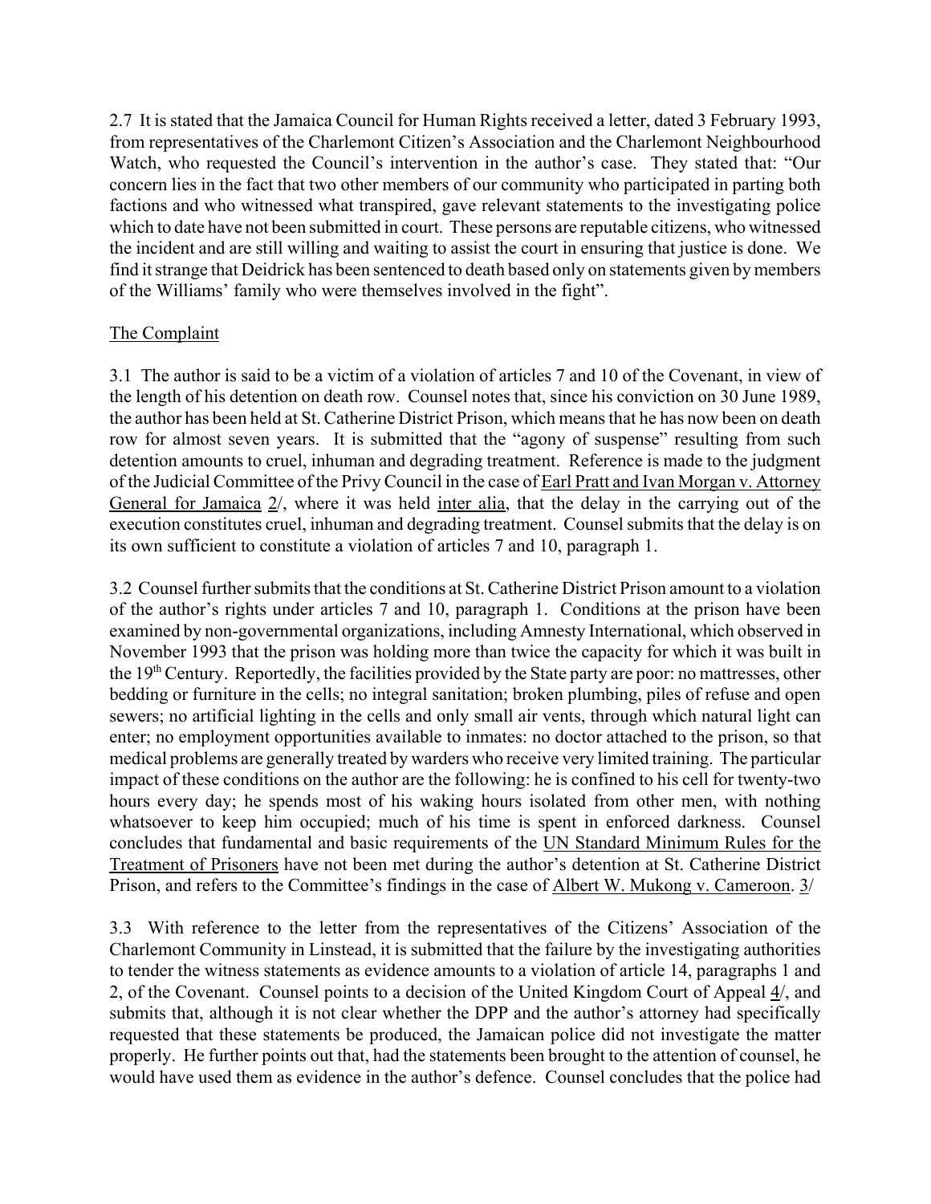2.7 It is stated that the Jamaica Council for Human Rights received a letter, dated 3 February 1993, from representatives of the Charlemont Citizen's Association and the Charlemont Neighbourhood Watch, who requested the Council's intervention in the author's case. They stated that: "Our concern lies in the fact that two other members of our community who participated in parting both factions and who witnessed what transpired, gave relevant statements to the investigating police which to date have not been submitted in court. These persons are reputable citizens, who witnessed the incident and are still willing and waiting to assist the court in ensuring that justice is done. We find it strange that Deidrick has been sentenced to death based only on statements given by members of the Williams' family who were themselves involved in the fight".

## The Complaint

3.1 The author is said to be a victim of a violation of articles 7 and 10 of the Covenant, in view of the length of his detention on death row. Counsel notes that, since his conviction on 30 June 1989, the author has been held at St. Catherine District Prison, which means that he has now been on death row for almost seven years. It is submitted that the "agony of suspense" resulting from such detention amounts to cruel, inhuman and degrading treatment. Reference is made to the judgment of the Judicial Committee of the Privy Council in the case of Earl Pratt and Ivan Morgan v. Attorney General for Jamaica 2/, where it was held inter alia, that the delay in the carrying out of the execution constitutes cruel, inhuman and degrading treatment. Counsel submits that the delay is on its own sufficient to constitute a violation of articles 7 and 10, paragraph 1.

3.2 Counsel further submits that the conditions at St. Catherine District Prison amount to a violation of the author's rights under articles 7 and 10, paragraph 1. Conditions at the prison have been examined by non-governmental organizations, including Amnesty International, which observed in November 1993 that the prison was holding more than twice the capacity for which it was built in the 19th Century. Reportedly, the facilities provided by the State party are poor: no mattresses, other bedding or furniture in the cells; no integral sanitation; broken plumbing, piles of refuse and open sewers; no artificial lighting in the cells and only small air vents, through which natural light can enter; no employment opportunities available to inmates: no doctor attached to the prison, so that medical problems are generally treated by warders who receive very limited training. The particular impact of these conditions on the author are the following: he is confined to his cell for twenty-two hours every day; he spends most of his waking hours isolated from other men, with nothing whatsoever to keep him occupied; much of his time is spent in enforced darkness. Counsel concludes that fundamental and basic requirements of the UN Standard Minimum Rules for the Treatment of Prisoners have not been met during the author's detention at St. Catherine District Prison, and refers to the Committee's findings in the case of Albert W. Mukong v. Cameroon. 3/

3.3 With reference to the letter from the representatives of the Citizens' Association of the Charlemont Community in Linstead, it is submitted that the failure by the investigating authorities to tender the witness statements as evidence amounts to a violation of article 14, paragraphs 1 and 2, of the Covenant. Counsel points to a decision of the United Kingdom Court of Appeal 4/, and submits that, although it is not clear whether the DPP and the author's attorney had specifically requested that these statements be produced, the Jamaican police did not investigate the matter properly. He further points out that, had the statements been brought to the attention of counsel, he would have used them as evidence in the author's defence. Counsel concludes that the police had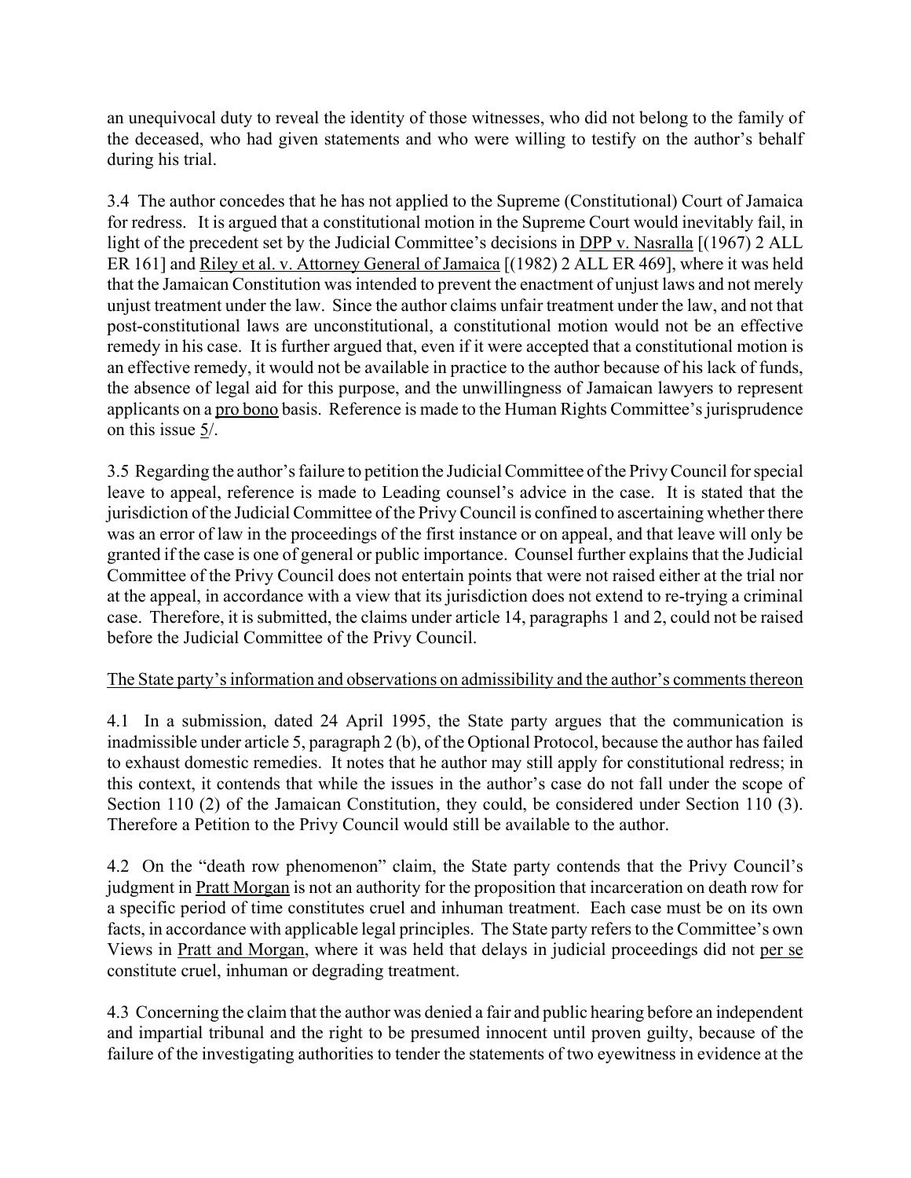an unequivocal duty to reveal the identity of those witnesses, who did not belong to the family of the deceased, who had given statements and who were willing to testify on the author's behalf during his trial.

3.4 The author concedes that he has not applied to the Supreme (Constitutional) Court of Jamaica for redress. It is argued that a constitutional motion in the Supreme Court would inevitably fail, in light of the precedent set by the Judicial Committee's decisions in DPP v. Nasralla [(1967) 2 ALL ER 161] and Riley et al. v. Attorney General of Jamaica [(1982) 2 ALL ER 469], where it was held that the Jamaican Constitution was intended to prevent the enactment of unjust laws and not merely unjust treatment under the law. Since the author claims unfair treatment under the law, and not that post-constitutional laws are unconstitutional, a constitutional motion would not be an effective remedy in his case. It is further argued that, even if it were accepted that a constitutional motion is an effective remedy, it would not be available in practice to the author because of his lack of funds, the absence of legal aid for this purpose, and the unwillingness of Jamaican lawyers to represent applicants on a pro bono basis. Reference is made to the Human Rights Committee's jurisprudence on this issue 5/.

3.5 Regarding the author's failure to petition the Judicial Committee of the Privy Council for special leave to appeal, reference is made to Leading counsel's advice in the case. It is stated that the jurisdiction of the Judicial Committee of the Privy Council is confined to ascertaining whether there was an error of law in the proceedings of the first instance or on appeal, and that leave will only be granted if the case is one of general or public importance. Counsel further explains that the Judicial Committee of the Privy Council does not entertain points that were not raised either at the trial nor at the appeal, in accordance with a view that its jurisdiction does not extend to re-trying a criminal case. Therefore, it is submitted, the claims under article 14, paragraphs 1 and 2, could not be raised before the Judicial Committee of the Privy Council.

The State party's information and observations on admissibility and the author's comments thereon

4.1 In a submission, dated 24 April 1995, the State party argues that the communication is inadmissible under article 5, paragraph 2 (b), of the Optional Protocol, because the author has failed to exhaust domestic remedies. It notes that he author may still apply for constitutional redress; in this context, it contends that while the issues in the author's case do not fall under the scope of Section 110 (2) of the Jamaican Constitution, they could, be considered under Section 110 (3). Therefore a Petition to the Privy Council would still be available to the author.

4.2 On the "death row phenomenon" claim, the State party contends that the Privy Council's judgment in Pratt Morgan is not an authority for the proposition that incarceration on death row for a specific period of time constitutes cruel and inhuman treatment. Each case must be on its own facts, in accordance with applicable legal principles. The State party refers to the Committee's own Views in Pratt and Morgan, where it was held that delays in judicial proceedings did not per se constitute cruel, inhuman or degrading treatment.

4.3 Concerning the claim that the author was denied a fair and public hearing before an independent and impartial tribunal and the right to be presumed innocent until proven guilty, because of the failure of the investigating authorities to tender the statements of two eyewitness in evidence at the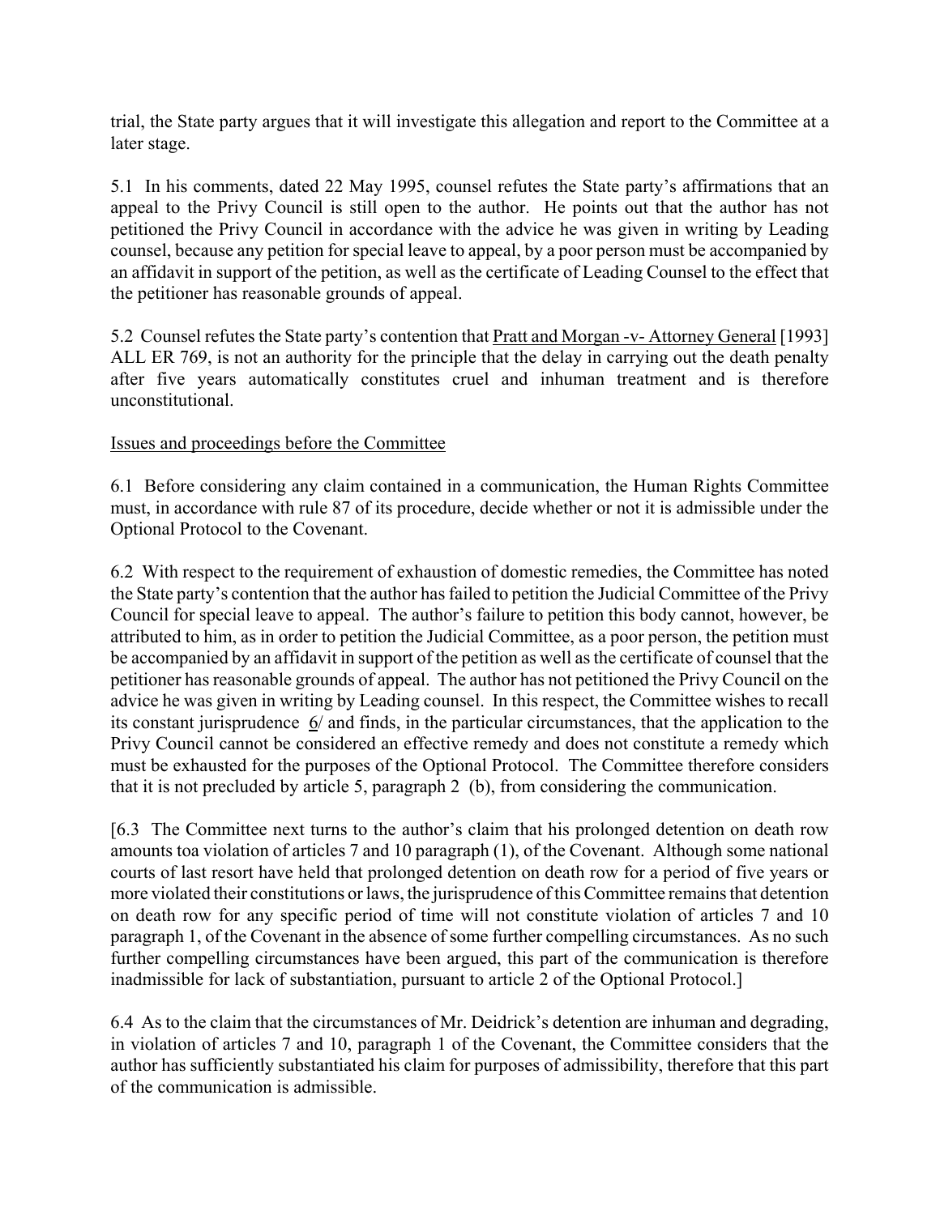trial, the State party argues that it will investigate this allegation and report to the Committee at a later stage.

5.1 In his comments, dated 22 May 1995, counsel refutes the State party's affirmations that an appeal to the Privy Council is still open to the author. He points out that the author has not petitioned the Privy Council in accordance with the advice he was given in writing by Leading counsel, because any petition for special leave to appeal, by a poor person must be accompanied by an affidavit in support of the petition, as well as the certificate of Leading Counsel to the effect that the petitioner has reasonable grounds of appeal.

5.2 Counsel refutes the State party's contention that Pratt and Morgan -v- Attorney General [1993] ALL ER 769, is not an authority for the principle that the delay in carrying out the death penalty after five years automatically constitutes cruel and inhuman treatment and is therefore unconstitutional.

## Issues and proceedings before the Committee

6.1 Before considering any claim contained in a communication, the Human Rights Committee must, in accordance with rule 87 of its procedure, decide whether or not it is admissible under the Optional Protocol to the Covenant.

6.2 With respect to the requirement of exhaustion of domestic remedies, the Committee has noted the State party's contention that the author has failed to petition the Judicial Committee of the Privy Council for special leave to appeal. The author's failure to petition this body cannot, however, be attributed to him, as in order to petition the Judicial Committee, as a poor person, the petition must be accompanied by an affidavit in support of the petition as well as the certificate of counsel that the petitioner has reasonable grounds of appeal. The author has not petitioned the Privy Council on the advice he was given in writing by Leading counsel. In this respect, the Committee wishes to recall its constant jurisprudence 6/ and finds, in the particular circumstances, that the application to the Privy Council cannot be considered an effective remedy and does not constitute a remedy which must be exhausted for the purposes of the Optional Protocol. The Committee therefore considers that it is not precluded by article 5, paragraph 2 (b), from considering the communication.

[6.3 The Committee next turns to the author's claim that his prolonged detention on death row amounts toa violation of articles 7 and 10 paragraph (1), of the Covenant. Although some national courts of last resort have held that prolonged detention on death row for a period of five years or more violated their constitutions or laws, the jurisprudence of this Committee remains that detention on death row for any specific period of time will not constitute violation of articles 7 and 10 paragraph 1, of the Covenant in the absence of some further compelling circumstances. As no such further compelling circumstances have been argued, this part of the communication is therefore inadmissible for lack of substantiation, pursuant to article 2 of the Optional Protocol.]

6.4 As to the claim that the circumstances of Mr. Deidrick's detention are inhuman and degrading, in violation of articles 7 and 10, paragraph 1 of the Covenant, the Committee considers that the author has sufficiently substantiated his claim for purposes of admissibility, therefore that this part of the communication is admissible.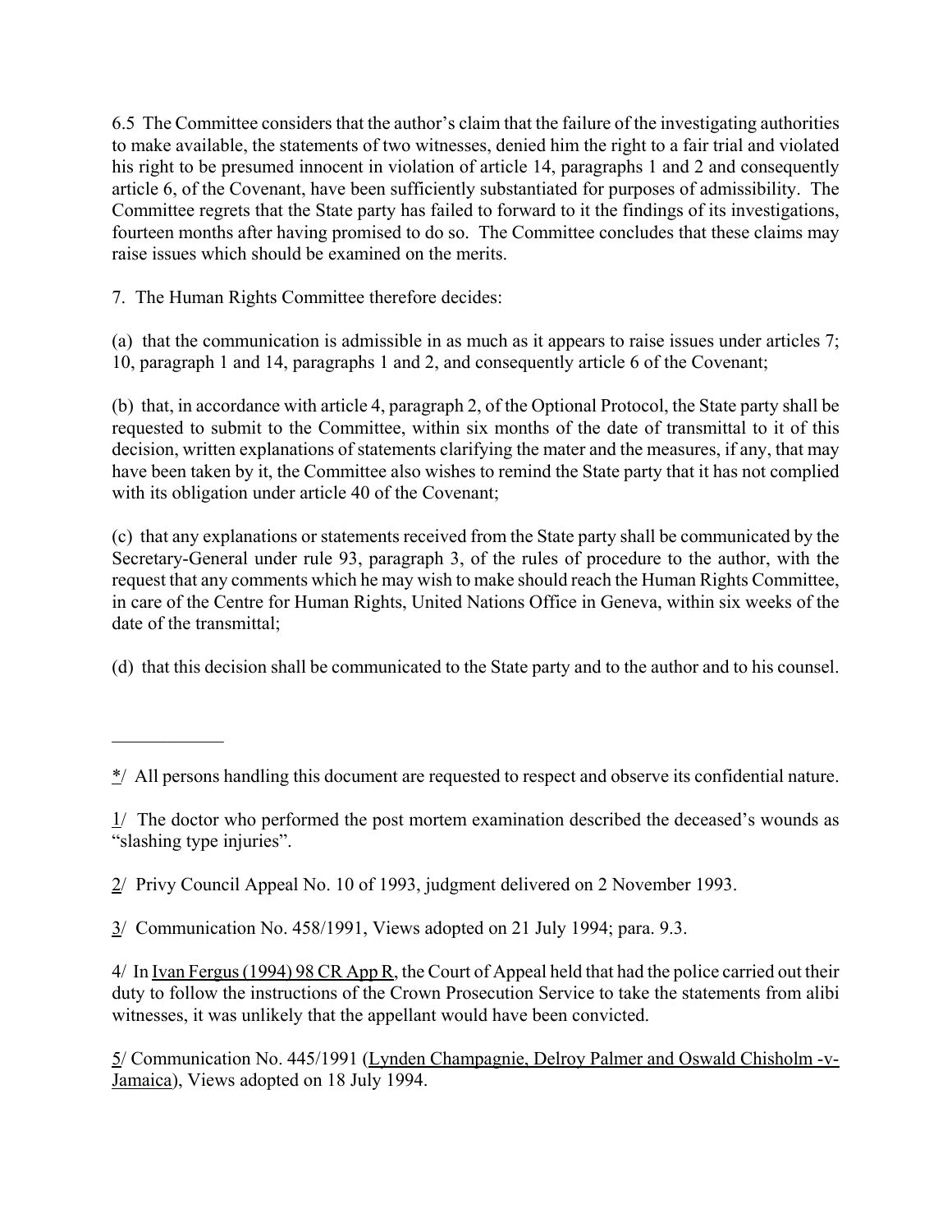6.5 The Committee considers that the author's claim that the failure of the investigating authorities to make available, the statements of two witnesses, denied him the right to a fair trial and violated his right to be presumed innocent in violation of article 14, paragraphs 1 and 2 and consequently article 6, of the Covenant, have been sufficiently substantiated for purposes of admissibility. The Committee regrets that the State party has failed to forward to it the findings of its investigations, fourteen months after having promised to do so. The Committee concludes that these claims may raise issues which should be examined on the merits.

7. The Human Rights Committee therefore decides:

(a) that the communication is admissible in as much as it appears to raise issues under articles 7; 10, paragraph 1 and 14, paragraphs 1 and 2, and consequently article 6 of the Covenant;

(b) that, in accordance with article 4, paragraph 2, of the Optional Protocol, the State party shall be requested to submit to the Committee, within six months of the date of transmittal to it of this decision, written explanations of statements clarifying the mater and the measures, if any, that may have been taken by it, the Committee also wishes to remind the State party that it has not complied with its obligation under article 40 of the Covenant;

(c) that any explanations or statements received from the State party shall be communicated by the Secretary-General under rule 93, paragraph 3, of the rules of procedure to the author, with the request that any comments which he may wish to make should reach the Human Rights Committee, in care of the Centre for Human Rights, United Nations Office in Geneva, within six weeks of the date of the transmittal;

(d) that this decision shall be communicated to the State party and to the author and to his counsel.

---

*/ All persons handling this document are requested to respect and observe its confidential nature.

1/ The doctor who performed the post mortem examination described the deceased's wounds as "slashing type injuries".

2/ Privy Council Appeal No. 10 of 1993, judgment delivered on 2 November 1993.

3/ Communication No. 458/1991, Views adopted on 21 July 1994; para. 9.3.

4/ In Ivan Fergus (1994) 98 CR App R, the Court of Appeal held that had the police carried out their duty to follow the instructions of the Crown Prosecution Service to take the statements from alibi witnesses, it was unlikely that the appellant would have been convicted.

5/ Communication No. 445/1991 (Lynden Champagnie, Delroy Palmer and Oswald Chisholm -v- Jamaica), Views adopted on 18 July 1994.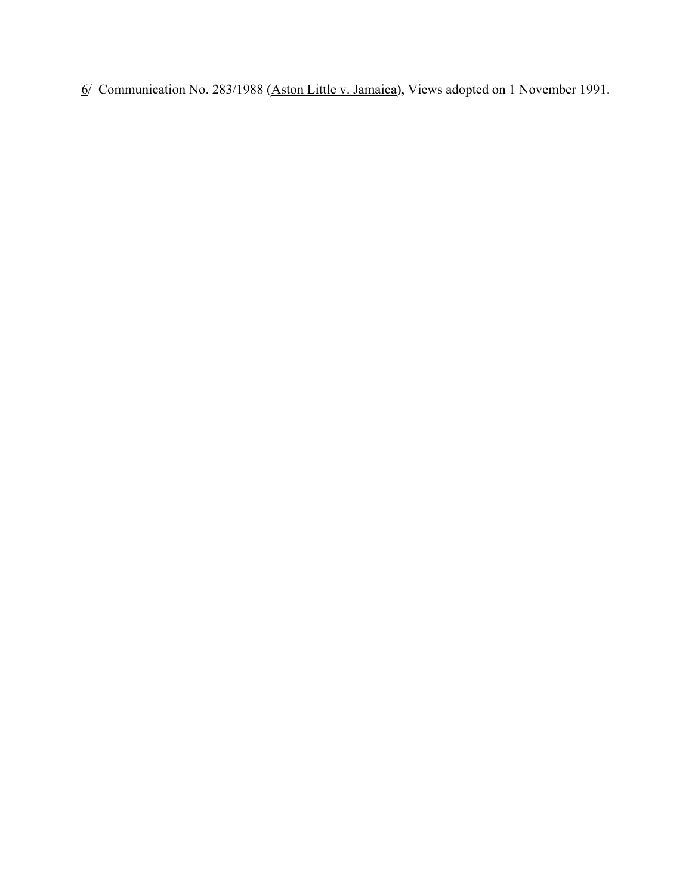6/ Communication No. 283/1988 (Aston Little v. Jamaica), Views adopted on 1 November 1991.